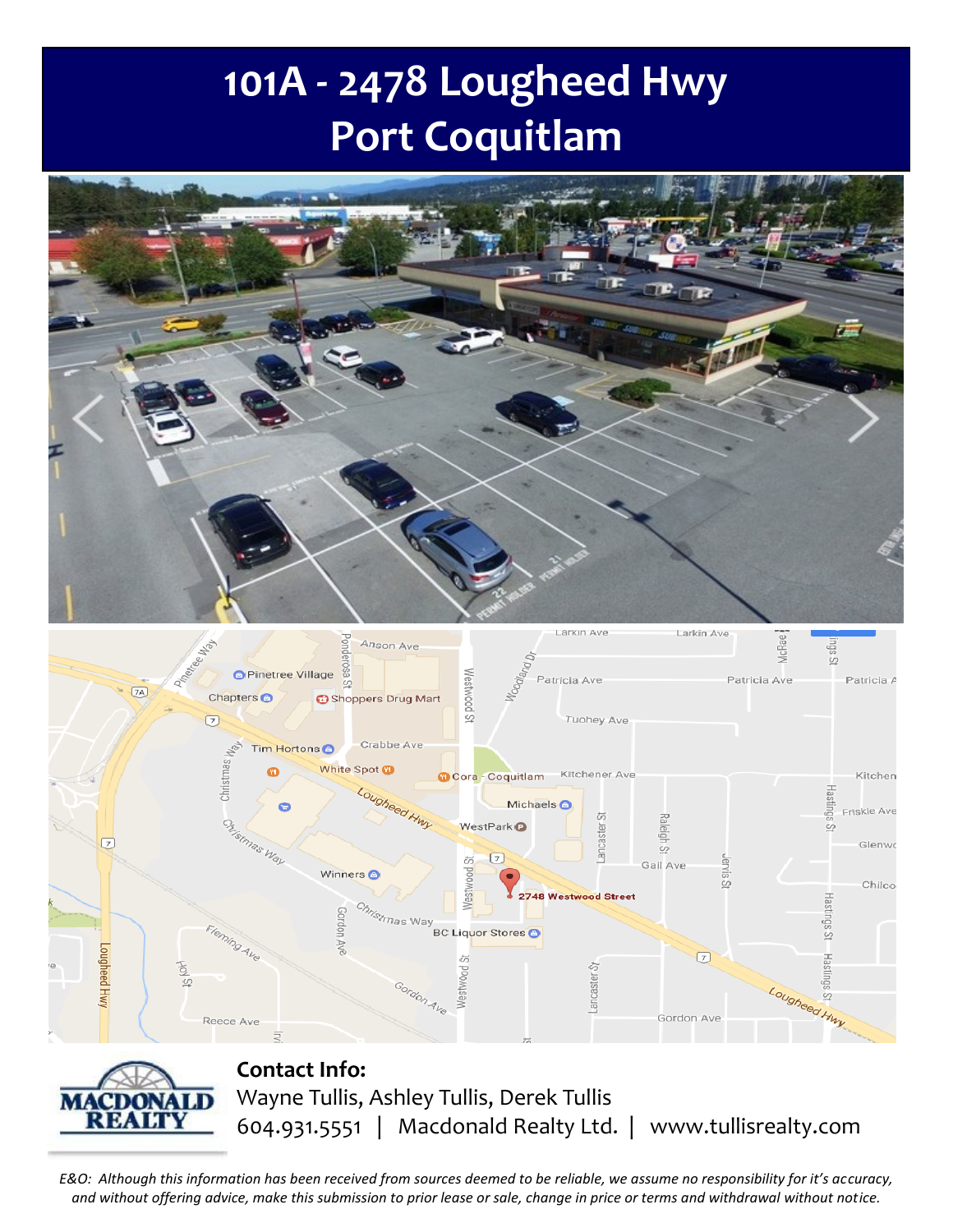# 101A - 2478 Lougheed Hwy
# Port Coquitlam

**Contact Info:**

Wayne Tullis, Ashley Tullis, Derek Tullis

604.931.5551 | Macdonald Realty Ltd. | www.tullisrealty.com

*E&O: Although this information has been received from sources deemed to be reliable, we assume no responsibility for it's accuracy, and without offering advice, make this submission to prior lease or sale, change in price or terms and withdrawal without notice.*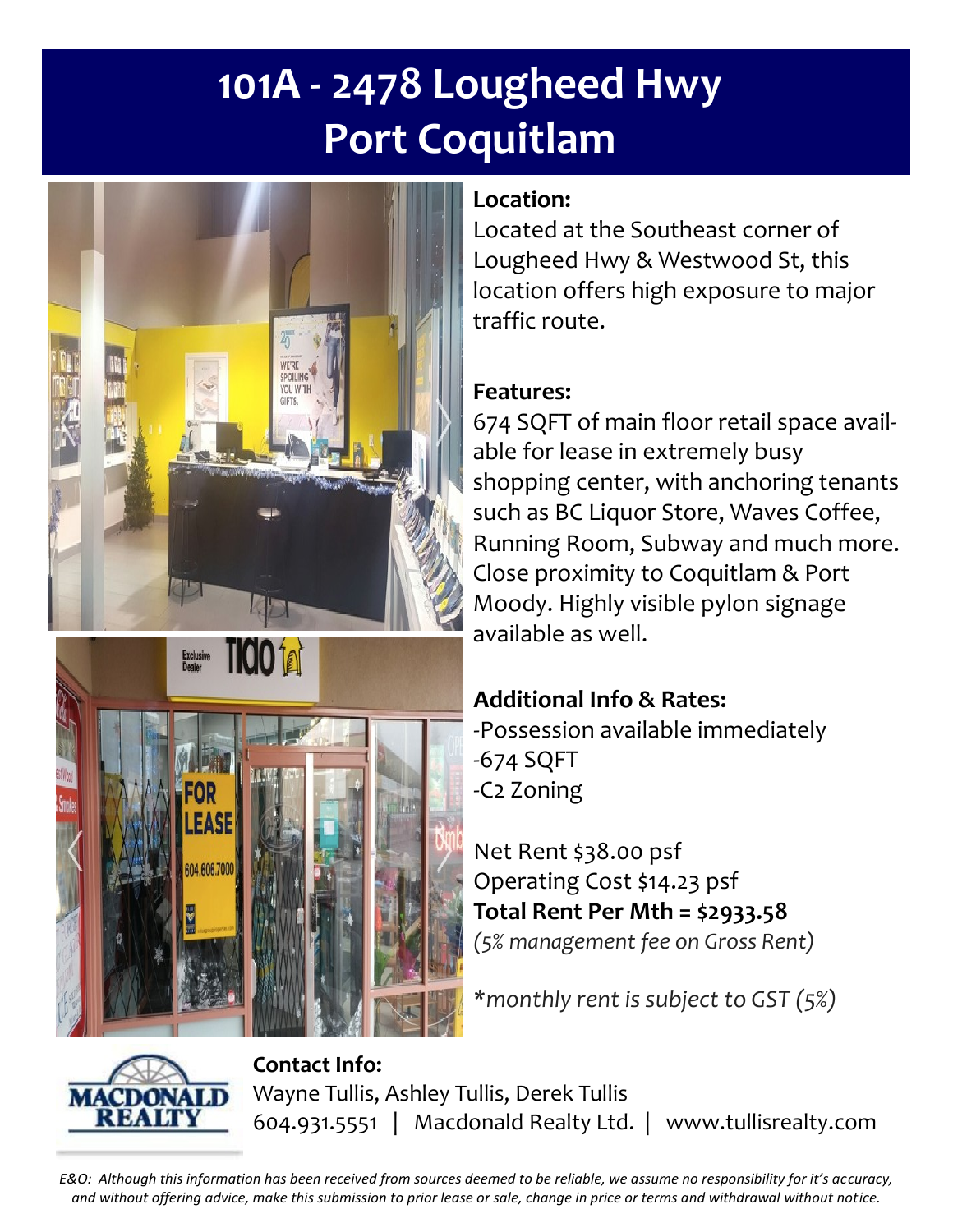# 101A - 2478 Lougheed Hwy Port Coquitlam

**Location:**

Located at the Southeast corner of Lougheed Hwy & Westwood St, this location offers high exposure to major traffic route.

**Features:**

674 SQFT of main floor retail space available for lease in extremely busy shopping center, with anchoring tenants such as BC Liquor Store, Waves Coffee, Running Room, Subway and much more. Close proximity to Coquitlam & Port Moody. Highly visible pylon signage available as well.

**Additional Info & Rates:**

-Possession available immediately
-674 SQFT
-C2 Zoning

Net Rent $38.00 psf
Operating Cost $14.23 psf
**Total Rent Per Mth = $2933.58**
*(5% management fee on Gross Rent)*

**monthly rent is subject to GST (5%)*

**Contact Info:**

Wayne Tullis, Ashley Tullis, Derek Tullis
604.931.5551 | Macdonald Realty Ltd. | www.tullisrealty.com

*E&O: Although this information has been received from sources deemed to be reliable, we assume no responsibility for it's accuracy, and without offering advice, make this submission to prior lease or sale, change in price or terms and withdrawal without notice.*